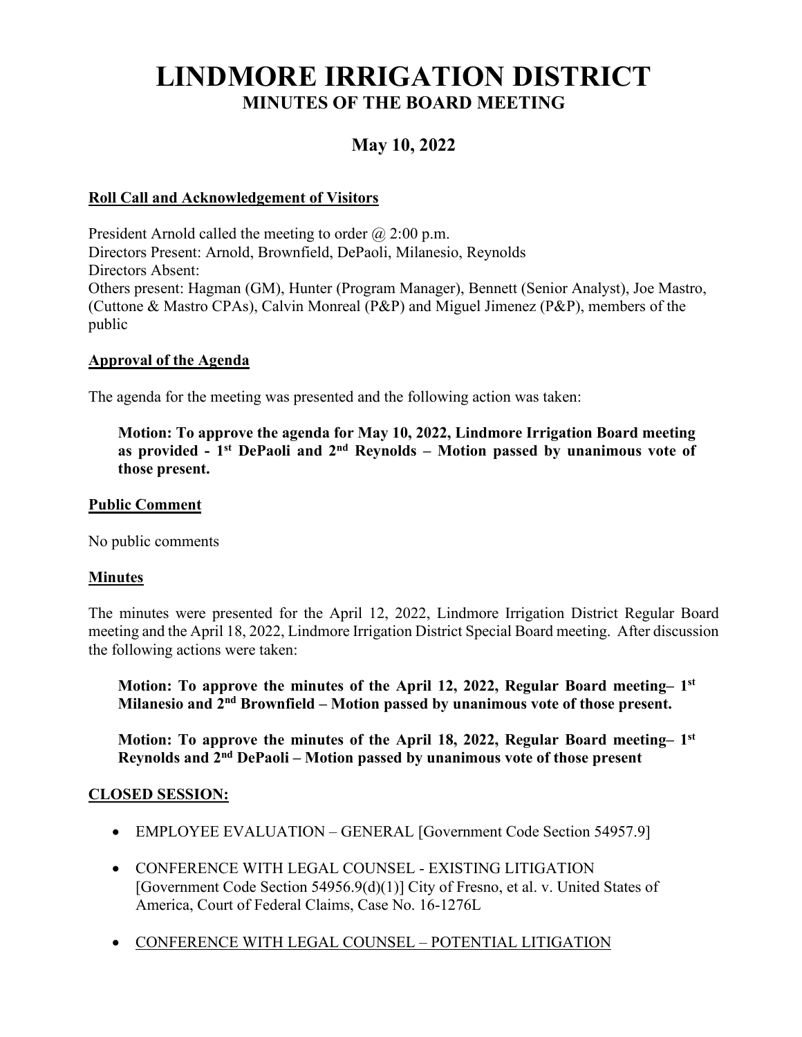# LINDMORE IRRIGATION DISTRICT

## MINUTES OF THE BOARD MEETING

### May 10, 2022

**Roll Call and Acknowledgement of Visitors**

President Arnold called the meeting to order @ 2:00 p.m.
Directors Present: Arnold, Brownfield, DePaoli, Milanesio, Reynolds
Directors Absent:
Others present: Hagman (GM), Hunter (Program Manager), Bennett (Senior Analyst), Joe Mastro, (Cuttone & Mastro CPAs), Calvin Monreal (P&P) and Miguel Jimenez (P&P), members of the public

**Approval of the Agenda**

The agenda for the meeting was presented and the following action was taken:

> **Motion: To approve the agenda for May 10, 2022, Lindmore Irrigation Board meeting as provided - 1st DePaoli and 2nd Reynolds – Motion passed by unanimous vote of those present.**

**Public Comment**

No public comments

**Minutes**

The minutes were presented for the April 12, 2022, Lindmore Irrigation District Regular Board meeting and the April 18, 2022, Lindmore Irrigation District Special Board meeting. After discussion the following actions were taken:

> **Motion: To approve the minutes of the April 12, 2022, Regular Board meeting– 1st Milanesio and 2nd Brownfield – Motion passed by unanimous vote of those present.**

> **Motion: To approve the minutes of the April 18, 2022, Regular Board meeting– 1st Reynolds and 2nd DePaoli – Motion passed by unanimous vote of those present**

**CLOSED SESSION:**

- EMPLOYEE EVALUATION – GENERAL [Government Code Section 54957.9]
- CONFERENCE WITH LEGAL COUNSEL - EXISTING LITIGATION [Government Code Section 54956.9(d)(1)] City of Fresno, et al. v. United States of America, Court of Federal Claims, Case No. 16-1276L
- CONFERENCE WITH LEGAL COUNSEL – POTENTIAL LITIGATION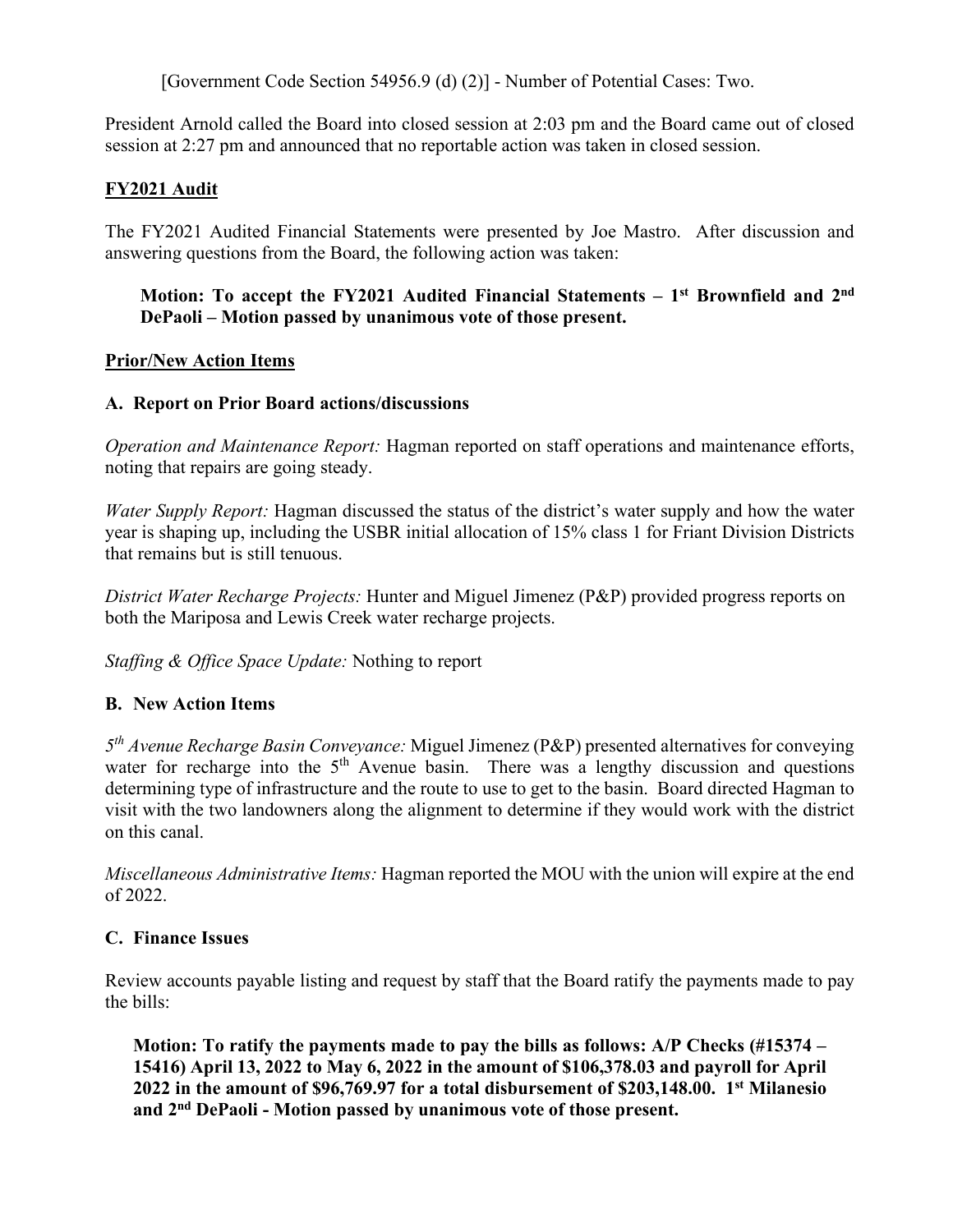[Government Code Section 54956.9 (d) (2)] - Number of Potential Cases: Two.

President Arnold called the Board into closed session at 2:03 pm and the Board came out of closed session at 2:27 pm and announced that no reportable action was taken in closed session.

## FY2021 Audit

The FY2021 Audited Financial Statements were presented by Joe Mastro. After discussion and answering questions from the Board, the following action was taken:

**Motion: To accept the FY2021 Audited Financial Statements – 1st Brownfield and 2nd DePaoli – Motion passed by unanimous vote of those present.**

## Prior/New Action Items

### A. Report on Prior Board actions/discussions

*Operation and Maintenance Report:* Hagman reported on staff operations and maintenance efforts, noting that repairs are going steady.

*Water Supply Report:* Hagman discussed the status of the district's water supply and how the water year is shaping up, including the USBR initial allocation of 15% class 1 for Friant Division Districts that remains but is still tenuous.

*District Water Recharge Projects:* Hunter and Miguel Jimenez (P&P) provided progress reports on both the Mariposa and Lewis Creek water recharge projects.

*Staffing & Office Space Update:* Nothing to report

### B. New Action Items

*5th Avenue Recharge Basin Conveyance:* Miguel Jimenez (P&P) presented alternatives for conveying water for recharge into the 5th Avenue basin. There was a lengthy discussion and questions determining type of infrastructure and the route to use to get to the basin. Board directed Hagman to visit with the two landowners along the alignment to determine if they would work with the district on this canal.

*Miscellaneous Administrative Items:* Hagman reported the MOU with the union will expire at the end of 2022.

### C. Finance Issues

Review accounts payable listing and request by staff that the Board ratify the payments made to pay the bills:

**Motion: To ratify the payments made to pay the bills as follows: A/P Checks (#15374 – 15416) April 13, 2022 to May 6, 2022 in the amount of $106,378.03 and payroll for April 2022 in the amount of $96,769.97 for a total disbursement of $203,148.00. 1st Milanesio and 2nd DePaoli - Motion passed by unanimous vote of those present.**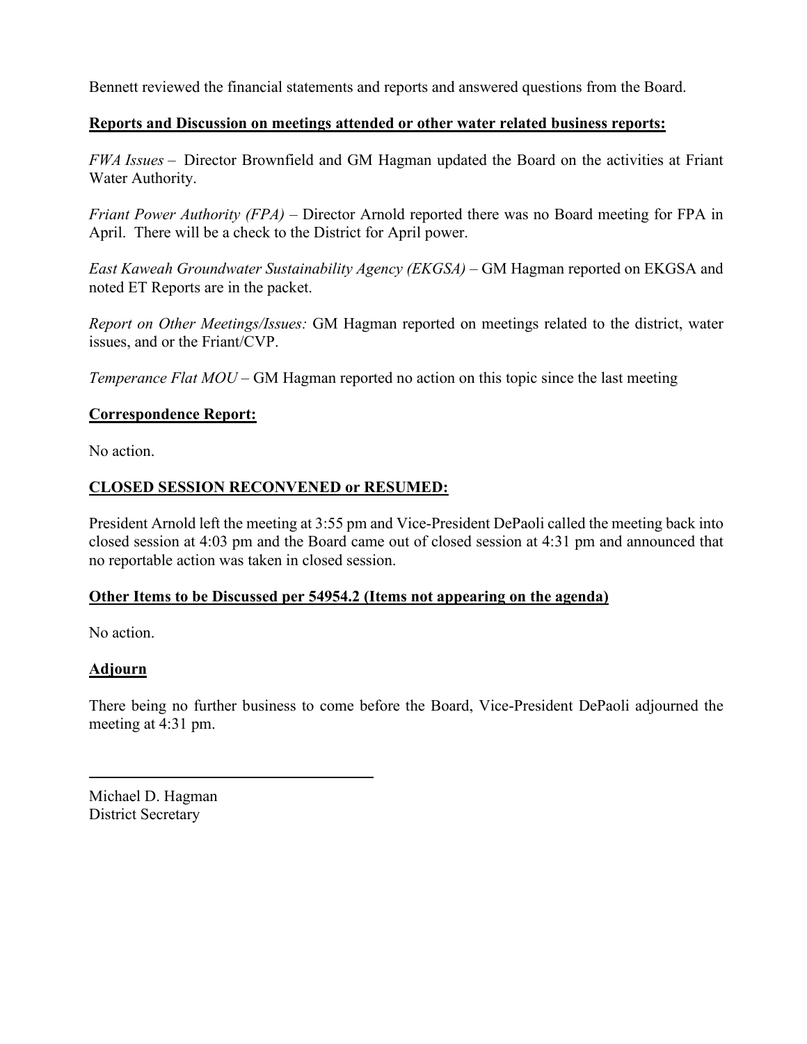Bennett reviewed the financial statements and reports and answered questions from the Board.

**Reports and Discussion on meetings attended or other water related business reports:**

*FWA Issues* – Director Brownfield and GM Hagman updated the Board on the activities at Friant Water Authority.

*Friant Power Authority (FPA)* – Director Arnold reported there was no Board meeting for FPA in April. There will be a check to the District for April power.

*East Kaweah Groundwater Sustainability Agency (EKGSA)* – GM Hagman reported on EKGSA and noted ET Reports are in the packet.

*Report on Other Meetings/Issues:* GM Hagman reported on meetings related to the district, water issues, and or the Friant/CVP.

*Temperance Flat MOU* – GM Hagman reported no action on this topic since the last meeting

**Correspondence Report:**

No action.

**CLOSED SESSION RECONVENED or RESUMED:**

President Arnold left the meeting at 3:55 pm and Vice-President DePaoli called the meeting back into closed session at 4:03 pm and the Board came out of closed session at 4:31 pm and announced that no reportable action was taken in closed session.

**Other Items to be Discussed per 54954.2 (Items not appearing on the agenda)**

No action.

**Adjourn**

There being no further business to come before the Board, Vice-President DePaoli adjourned the meeting at 4:31 pm.

\_\_\_\_\_\_\_\_\_\_\_\_\_\_\_\_\_\_\_\_\_\_\_\_\_\_\_\_\_\_\_\_\_\_\_\_

Michael D. Hagman
District Secretary